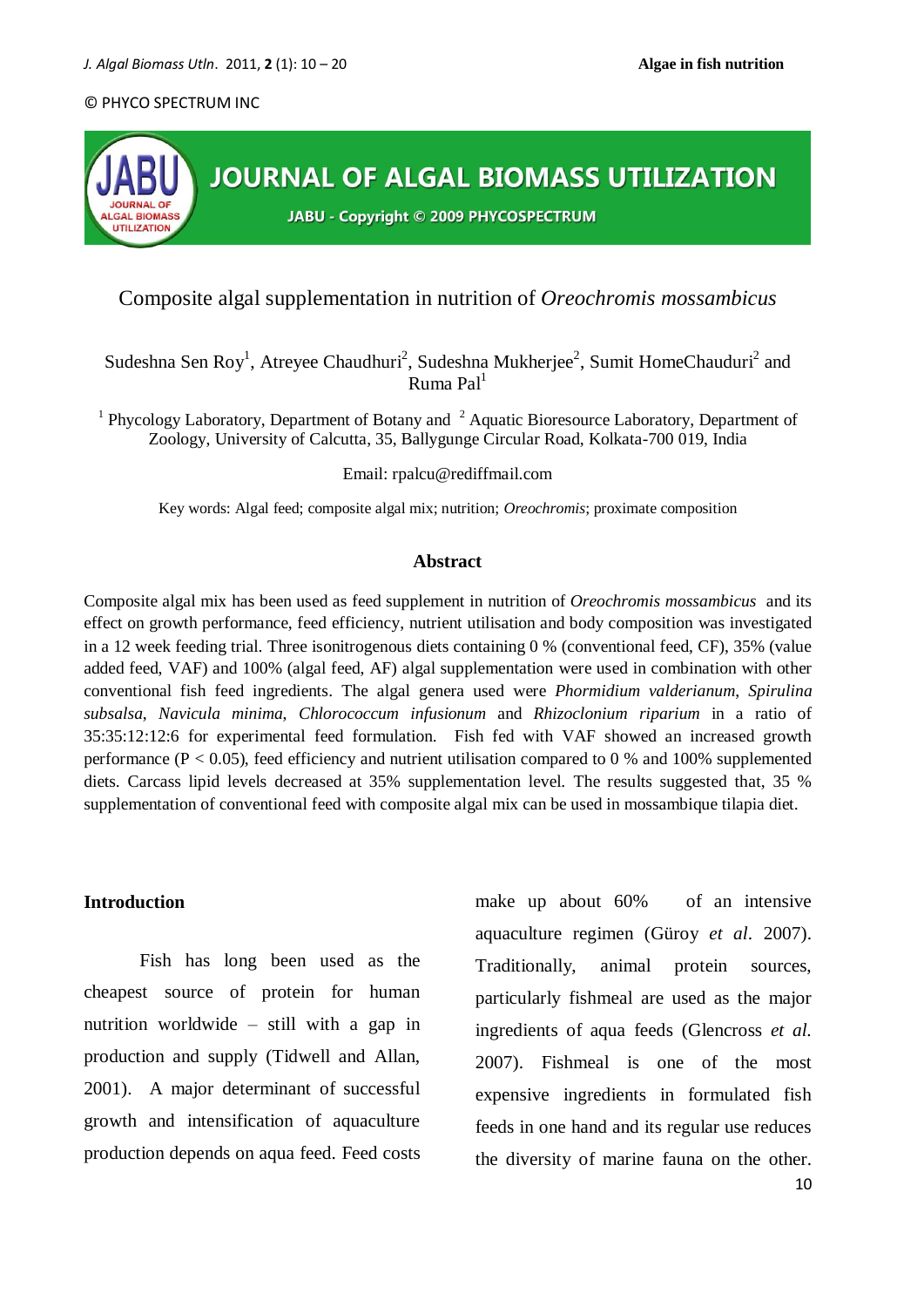© PHYCO SPECTRUM INC

JOURNAL OF ALGAL BIOMASS UTILIZATION

JABU - Copyright © 2009 PHYCOSPECTRUM

# Composite algal supplementation in nutrition of *Oreochromis mossambicus*

Sudeshna Sen Roy[1], Atreyee Chaudhuri[2], Sudeshna Mukherjee[2], Sumit HomeChauduri[2] and Ruma Pal[1]

[1] Phycology Laboratory, Department of Botany and [2] Aquatic Bioresource Laboratory, Department of Zoology, University of Calcutta, 35, Ballygunge Circular Road, Kolkata-700 019, India

Email: rpalcu@rediffmail.com

Key words: Algal feed; composite algal mix; nutrition; *Oreochromis*; proximate composition

## Abstract

Composite algal mix has been used as feed supplement in nutrition of *Oreochromis mossambicus* and its effect on growth performance, feed efficiency, nutrient utilisation and body composition was investigated in a 12 week feeding trial. Three isonitrogenous diets containing 0 % (conventional feed, CF), 35% (value added feed, VAF) and 100% (algal feed, AF) algal supplementation were used in combination with other conventional fish feed ingredients. The algal genera used were *Phormidium valderianum*, *Spirulina subsalsa*, *Navicula minima*, *Chlorococcum infusionum* and *Rhizoclonium riparium* in a ratio of 35:35:12:12:6 for experimental feed formulation. Fish fed with VAF showed an increased growth performance ($P < 0.05$), feed efficiency and nutrient utilisation compared to 0 % and 100% supplemented diets. Carcass lipid levels decreased at 35% supplementation level. The results suggested that, 35 % supplementation of conventional feed with composite algal mix can be used in mossambique tilapia diet.

## Introduction

Fish has long been used as the cheapest source of protein for human nutrition worldwide – still with a gap in production and supply (Tidwell and Allan, 2001). A major determinant of successful growth and intensification of aquaculture production depends on aqua feed. Feed costs make up about 60% of an intensive aquaculture regimen (Güroy *et al.* 2007). Traditionally, animal protein sources, particularly fishmeal are used as the major ingredients of aqua feeds (Glencross *et al.* 2007). Fishmeal is one of the most expensive ingredients in formulated fish feeds in one hand and its regular use reduces the diversity of marine fauna on the other.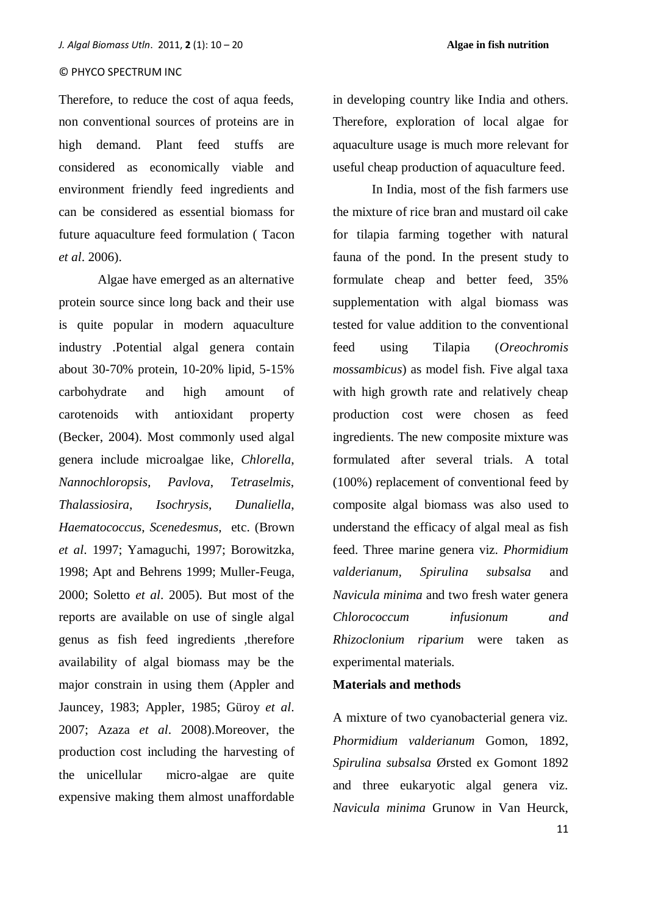Therefore, to reduce the cost of aqua feeds, non conventional sources of proteins are in high demand. Plant feed stuffs are considered as economically viable and environment friendly feed ingredients and can be considered as essential biomass for future aquaculture feed formulation ( Tacon *et al*. 2006).

Algae have emerged as an alternative protein source since long back and their use is quite popular in modern aquaculture industry .Potential algal genera contain about 30-70% protein, 10-20% lipid, 5-15% carbohydrate and high amount of carotenoids with antioxidant property (Becker, 2004). Most commonly used algal genera include microalgae like, *Chlorella*, *Nannochloropsis*, *Pavlova*, *Tetraselmis*, *Thalassiosira*, *Isochrysis*, *Dunaliella*, *Haematococcus*, *Scenedesmus*, etc. (Brown *et al*. 1997; Yamaguchi, 1997; Borowitzka, 1998; Apt and Behrens 1999; Muller-Feuga, 2000; Soletto *et al*. 2005). But most of the reports are available on use of single algal genus as fish feed ingredients ,therefore availability of algal biomass may be the major constrain in using them (Appler and Jauncey, 1983; Appler, 1985; Güroy *et al*. 2007; Azaza *et al*. 2008).Moreover, the production cost including the harvesting of the unicellular micro-algae are quite expensive making them almost unaffordable in developing country like India and others. Therefore, exploration of local algae for aquaculture usage is much more relevant for useful cheap production of aquaculture feed.

In India, most of the fish farmers use the mixture of rice bran and mustard oil cake for tilapia farming together with natural fauna of the pond. In the present study to formulate cheap and better feed, 35% supplementation with algal biomass was tested for value addition to the conventional feed using Tilapia (*Oreochromis mossambicus*) as model fish. Five algal taxa with high growth rate and relatively cheap production cost were chosen as feed ingredients. The new composite mixture was formulated after several trials. A total (100%) replacement of conventional feed by composite algal biomass was also used to understand the efficacy of algal meal as fish feed. Three marine genera viz. *Phormidium valderianum*, *Spirulina subsalsa* and *Navicula minima* and two fresh water genera *Chlorococcum infusionum and Rhizoclonium riparium* were taken as experimental materials.

## Materials and methods

A mixture of two cyanobacterial genera viz. *Phormidium valderianum* Gomon, 1892, *Spirulina subsalsa* Ørsted ex Gomont 1892 and three eukaryotic algal genera viz. *Navicula minima* Grunow in Van Heurck,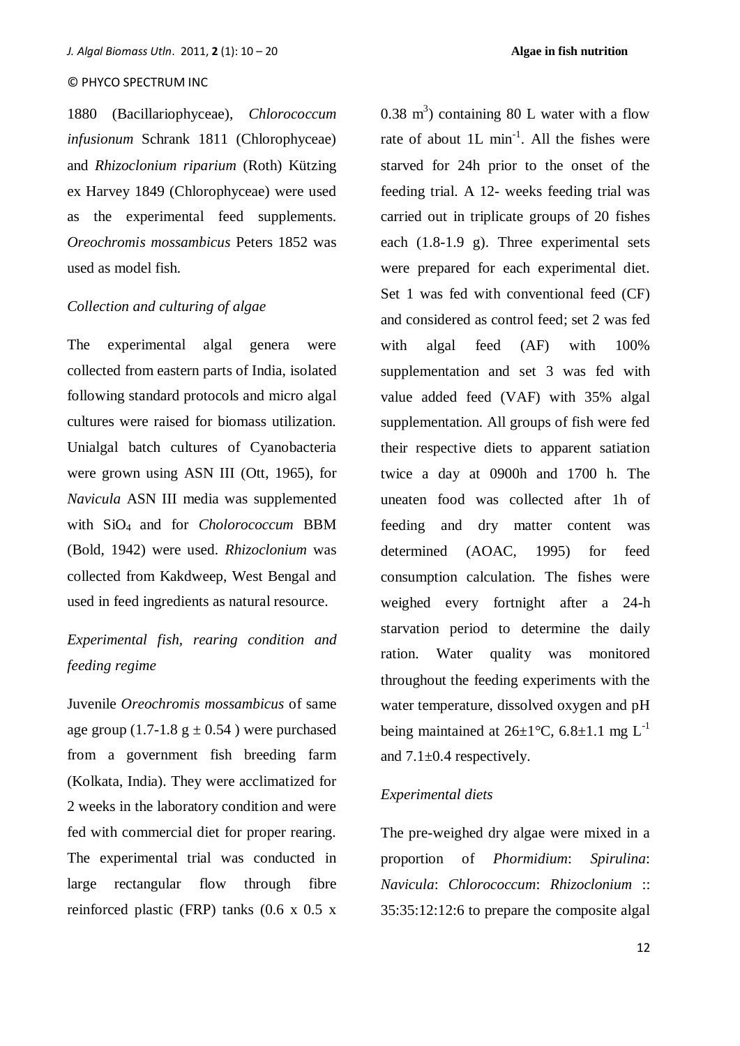1880 (Bacillariophyceae), *Chlorococcum infusionum* Schrank 1811 (Chlorophyceae) and *Rhizoclonium riparium* (Roth) Kützing ex Harvey 1849 (Chlorophyceae) were used as the experimental feed supplements. *Oreochromis mossambicus* Peters 1852 was used as model fish.

### *Collection and culturing of algae*

The experimental algal genera were collected from eastern parts of India, isolated following standard protocols and micro algal cultures were raised for biomass utilization. Unialgal batch cultures of Cyanobacteria were grown using ASN III (Ott, 1965), for *Navicula* ASN III media was supplemented with $SiO_4$ and for *Cholorococcum* BBM (Bold, 1942) were used. *Rhizoclonium* was collected from Kakdweep, West Bengal and used in feed ingredients as natural resource.

### *Experimental fish, rearing condition and feeding regime*

Juvenile *Oreochromis mossambicus* of same age group (1.7-1.8 g $\pm$ 0.54 ) were purchased from a government fish breeding farm (Kolkata, India). They were acclimatized for 2 weeks in the laboratory condition and were fed with commercial diet for proper rearing. The experimental trial was conducted in large rectangular flow through fibre reinforced plastic (FRP) tanks (0.6 x 0.5 x 0.38 $m^3$) containing 80 L water with a flow rate of about 1L $min^{-1}$. All the fishes were starved for 24h prior to the onset of the feeding trial. A 12- weeks feeding trial was carried out in triplicate groups of 20 fishes each (1.8-1.9 g). Three experimental sets were prepared for each experimental diet. Set 1 was fed with conventional feed (CF) and considered as control feed; set 2 was fed with algal feed (AF) with 100% supplementation and set 3 was fed with value added feed (VAF) with 35% algal supplementation. All groups of fish were fed their respective diets to apparent satiation twice a day at 0900h and 1700 h. The uneaten food was collected after 1h of feeding and dry matter content was determined (AOAC, 1995) for feed consumption calculation. The fishes were weighed every fortnight after a 24-h starvation period to determine the daily ration. Water quality was monitored throughout the feeding experiments with the water temperature, dissolved oxygen and pH being maintained at 26±1°C, 6.8±1.1 mg $L^{-1}$ and 7.1±0.4 respectively.

### *Experimental diets*

The pre-weighed dry algae were mixed in a proportion of *Phormidium*: *Spirulina*: *Navicula*: *Chlorococcum*: *Rhizoclonium* :: 35:35:12:12:6 to prepare the composite algal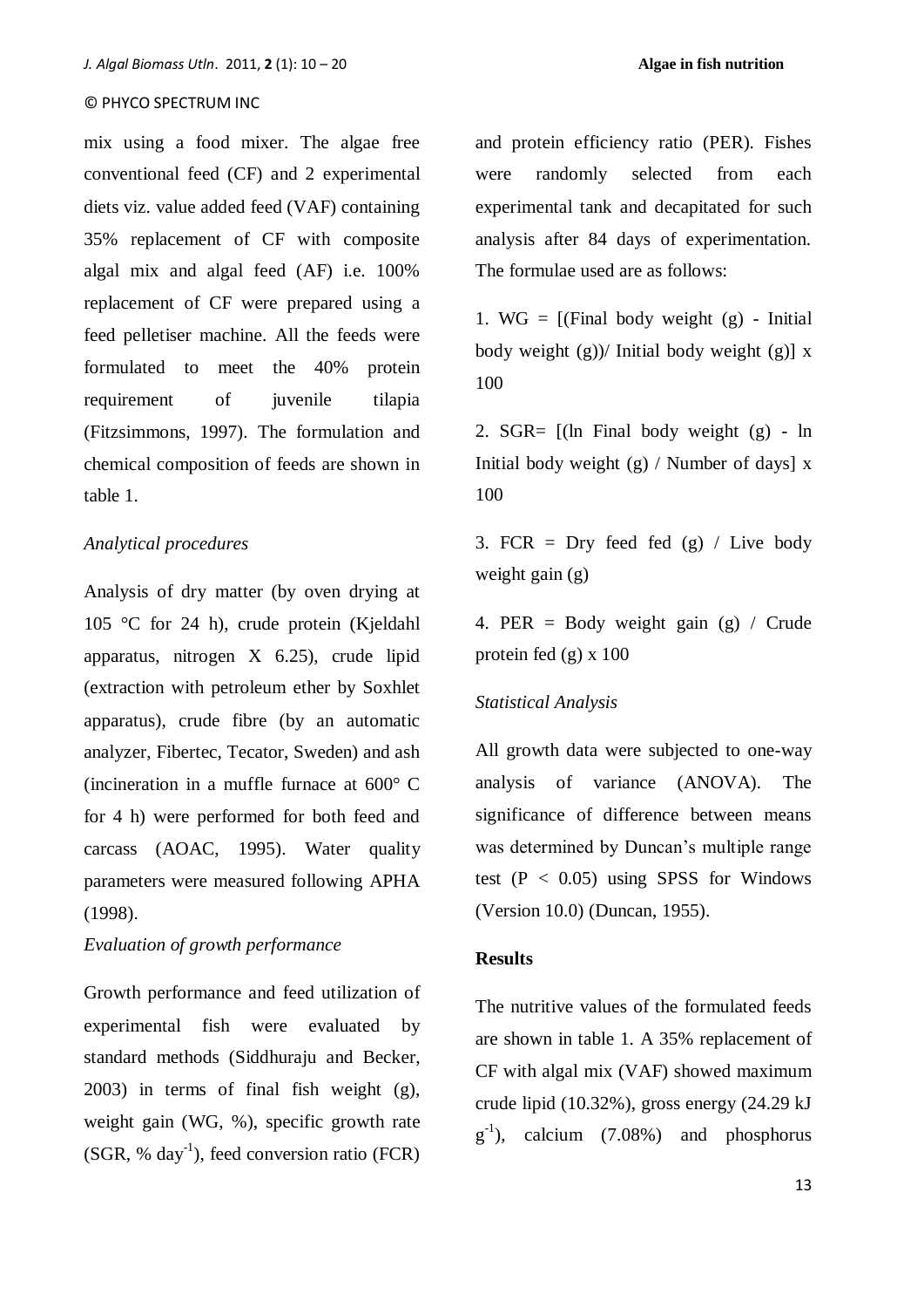mix using a food mixer. The algae free conventional feed (CF) and 2 experimental diets viz. value added feed (VAF) containing 35% replacement of CF with composite algal mix and algal feed (AF) i.e. 100% replacement of CF were prepared using a feed pelletiser machine. All the feeds were formulated to meet the 40% protein requirement of juvenile tilapia (Fitzsimmons, 1997). The formulation and chemical composition of feeds are shown in table 1.

*Analytical procedures*

Analysis of dry matter (by oven drying at 105 °C for 24 h), crude protein (Kjeldahl apparatus, nitrogen X 6.25), crude lipid (extraction with petroleum ether by Soxhlet apparatus), crude fibre (by an automatic analyzer, Fibertec, Tecator, Sweden) and ash (incineration in a muffle furnace at 600° C for 4 h) were performed for both feed and carcass (AOAC, 1995). Water quality parameters were measured following APHA (1998).

*Evaluation of growth performance*

Growth performance and feed utilization of experimental fish were evaluated by standard methods (Siddhuraju and Becker, 2003) in terms of final fish weight (g), weight gain (WG, %), specific growth rate (SGR, % $day^{-1}$), feed conversion ratio (FCR) and protein efficiency ratio (PER). Fishes were randomly selected from each experimental tank and decapitated for such analysis after 84 days of experimentation. The formulae used are as follows:

1. WG = [(Final body weight (g) - Initial body weight (g))/ Initial body weight (g)] x 100

2. SGR= [(ln Final body weight (g) - ln Initial body weight (g) / Number of days] x 100

3. FCR = Dry feed fed (g) / Live body weight gain (g)

4. PER = Body weight gain (g) / Crude protein fed (g) x 100

*Statistical Analysis*

All growth data were subjected to one-way analysis of variance (ANOVA). The significance of difference between means was determined by Duncan's multiple range test ($P < 0.05$) using SPSS for Windows (Version 10.0) (Duncan, 1955).

**Results**

The nutritive values of the formulated feeds are shown in table 1. A 35% replacement of CF with algal mix (VAF) showed maximum crude lipid (10.32%), gross energy (24.29 kJ $g^{-1}$), calcium (7.08%) and phosphorus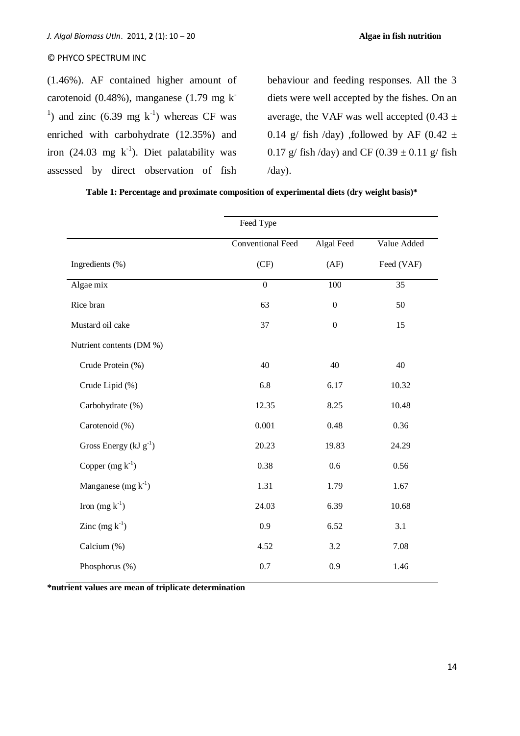(1.46%). AF contained higher amount of carotenoid (0.48%), manganese (1.79 mg $k^{-1}$) and zinc (6.39 mg $k^{-1}$) whereas CF was enriched with carbohydrate (12.35%) and iron (24.03 mg $k^{-1}$). Diet palatability was assessed by direct observation of fish behaviour and feeding responses. All the 3 diets were well accepted by the fishes. On an average, the VAF was well accepted (0.43 ± 0.14 g/ fish /day) ,followed by AF (0.42 ± 0.17 g/ fish /day) and CF (0.39 ± 0.11 g/ fish /day).

**Table 1: Percentage and proximate composition of experimental diets (dry weight basis)***

| | Feed Type | | |
|---|---|---|---|
| Ingredients (%) | Conventional Feed (CF) | Algal Feed (AF) | Value Added Feed (VAF) |
| Algae mix | 0 | 100 | 35 |
| Rice bran | 63 | 0 | 50 |
| Mustard oil cake | 37 | 0 | 15 |
| Nutrient contents (DM %) | | | |
| Crude Protein (%) | 40 | 40 | 40 |
| Crude Lipid (%) | 6.8 | 6.17 | 10.32 |
| Carbohydrate (%) | 12.35 | 8.25 | 10.48 |
| Carotenoid (%) | 0.001 | 0.48 | 0.36 |
| Gross Energy (kJ $g^{-1}$) | 20.23 | 19.83 | 24.29 |
| Copper (mg $k^{-1}$) | 0.38 | 0.6 | 0.56 |
| Manganese (mg $k^{-1}$) | 1.31 | 1.79 | 1.67 |
| Iron (mg $k^{-1}$) | 24.03 | 6.39 | 10.68 |
| Zinc (mg $k^{-1}$) | 0.9 | 6.52 | 3.1 |
| Calcium (%) | 4.52 | 3.2 | 7.08 |
| Phosphorus (%) | 0.7 | 0.9 | 1.46 |

**\*nutrient values are mean of triplicate determination**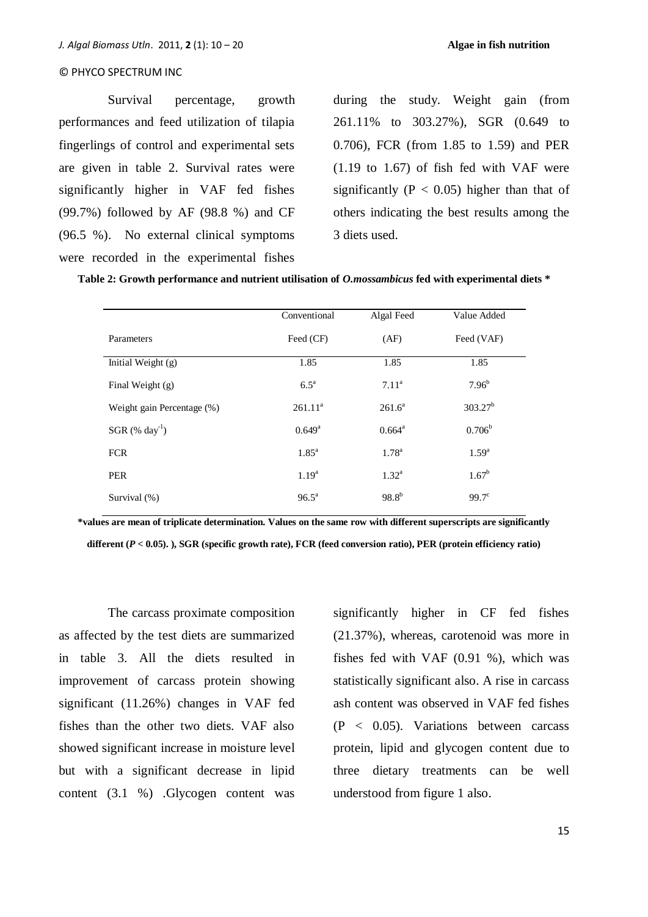Survival percentage, growth performances and feed utilization of tilapia fingerlings of control and experimental sets are given in table 2. Survival rates were significantly higher in VAF fed fishes (99.7%) followed by AF (98.8 %) and CF (96.5 %). No external clinical symptoms were recorded in the experimental fishes during the study. Weight gain (from 261.11% to 303.27%), SGR (0.649 to 0.706), FCR (from 1.85 to 1.59) and PER (1.19 to 1.67) of fish fed with VAF were significantly ($P < 0.05$) higher than that of others indicating the best results among the 3 diets used.

**Table 2: Growth performance and nutrient utilisation of *O.mossambicus* fed with experimental diets \***

| Parameters | Conventional Feed (CF) | Algal Feed (AF) | Value Added Feed (VAF) |
|---|---|---|---|
| Initial Weight (g) | 1.85 | 1.85 | 1.85 |
| Final Weight (g) | $6.5^{a}$ | $7.11^{a}$ | $7.96^{b}$ |
| Weight gain Percentage (%) | $261.11^{a}$ | $261.6^{a}$ | $303.27^{b}$ |
| SGR (% $day^{-1}$) | $0.649^{a}$ | $0.664^{a}$ | $0.706^{b}$ |
| FCR | $1.85^{a}$ | $1.78^{a}$ | $1.59^{a}$ |
| PER | $1.19^{a}$ | $1.32^{a}$ | $1.67^{b}$ |
| Survival (%) | $96.5^{a}$ | $98.8^{b}$ | $99.7^{c}$ |

**\*values are mean of triplicate determination. Values on the same row with different superscripts are significantly different (*P* < 0.05). ), SGR (specific growth rate), FCR (feed conversion ratio), PER (protein efficiency ratio)**

The carcass proximate composition as affected by the test diets are summarized in table 3. All the diets resulted in improvement of carcass protein showing significant (11.26%) changes in VAF fed fishes than the other two diets. VAF also showed significant increase in moisture level but with a significant decrease in lipid content (3.1 %) .Glycogen content was significantly higher in CF fed fishes (21.37%), whereas, carotenoid was more in fishes fed with VAF (0.91 %), which was statistically significant also. A rise in carcass ash content was observed in VAF fed fishes ($P < 0.05$). Variations between carcass protein, lipid and glycogen content due to three dietary treatments can be well understood from figure 1 also.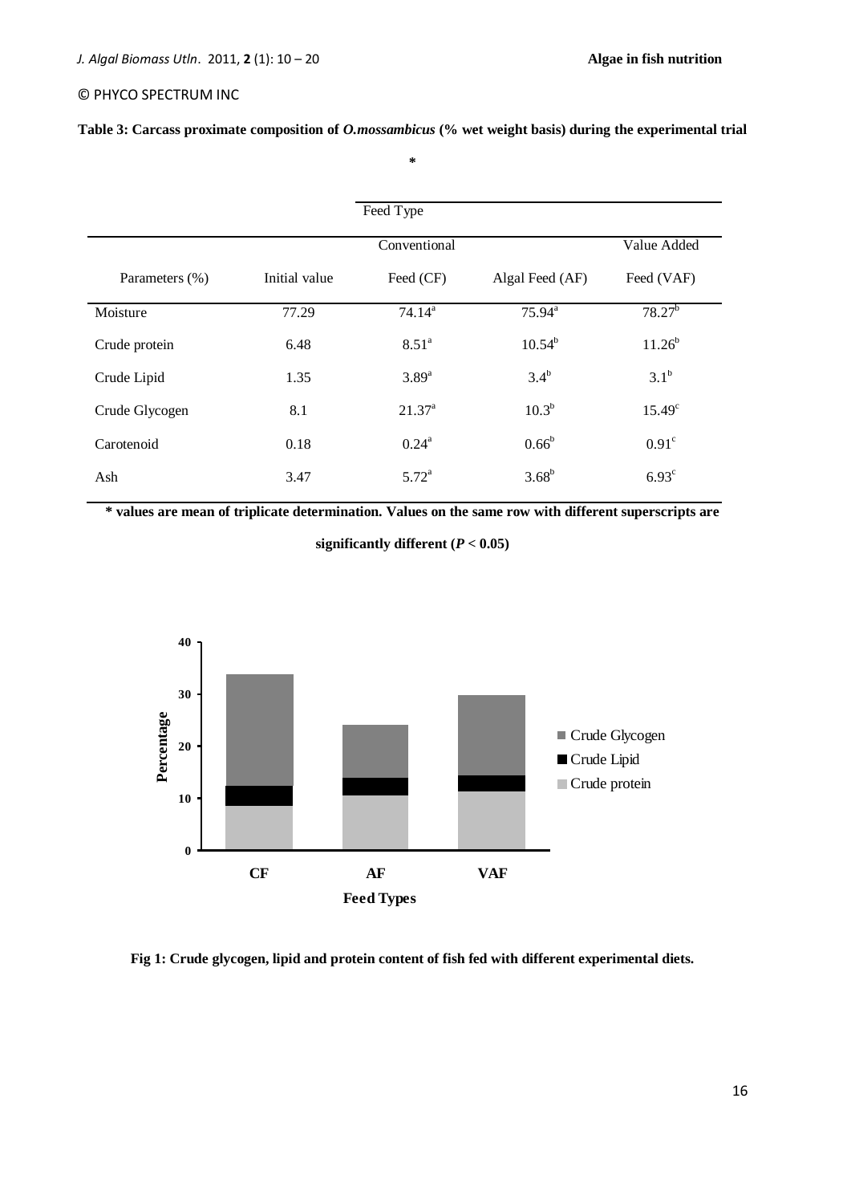**Table 3: Carcass proximate composition of *O.mossambicus* (% wet weight basis) during the experimental trial** *

| Parameters (%) | Initial value | Conventional Feed (CF) | Algal Feed (AF) | Value Added Feed (VAF) |
|---|---|---|---|---|
| | | Feed Type | | |
| Moisture | 77.29 | 74.14[a] | 75.94[a] | 78.27[b] |
| Crude protein | 6.48 | 8.51[a] | 10.54[b] | 11.26[b] |
| Crude Lipid | 1.35 | 3.89[a] | 3.4[b] | 3.1[b] |
| Crude Glycogen | 8.1 | 21.37[a] | 10.3[b] | 15.49[c] |
| Carotenoid | 0.18 | 0.24[a] | 0.66[b] | 0.91[c] |
| Ash | 3.47 | 5.72[a] | 3.68[b] | 6.93[c] |

**\* values are mean of triplicate determination. Values on the same row with different superscripts are significantly different ($P < 0.05$)**

**Fig 1: Crude glycogen, lipid and protein content of fish fed with different experimental diets.**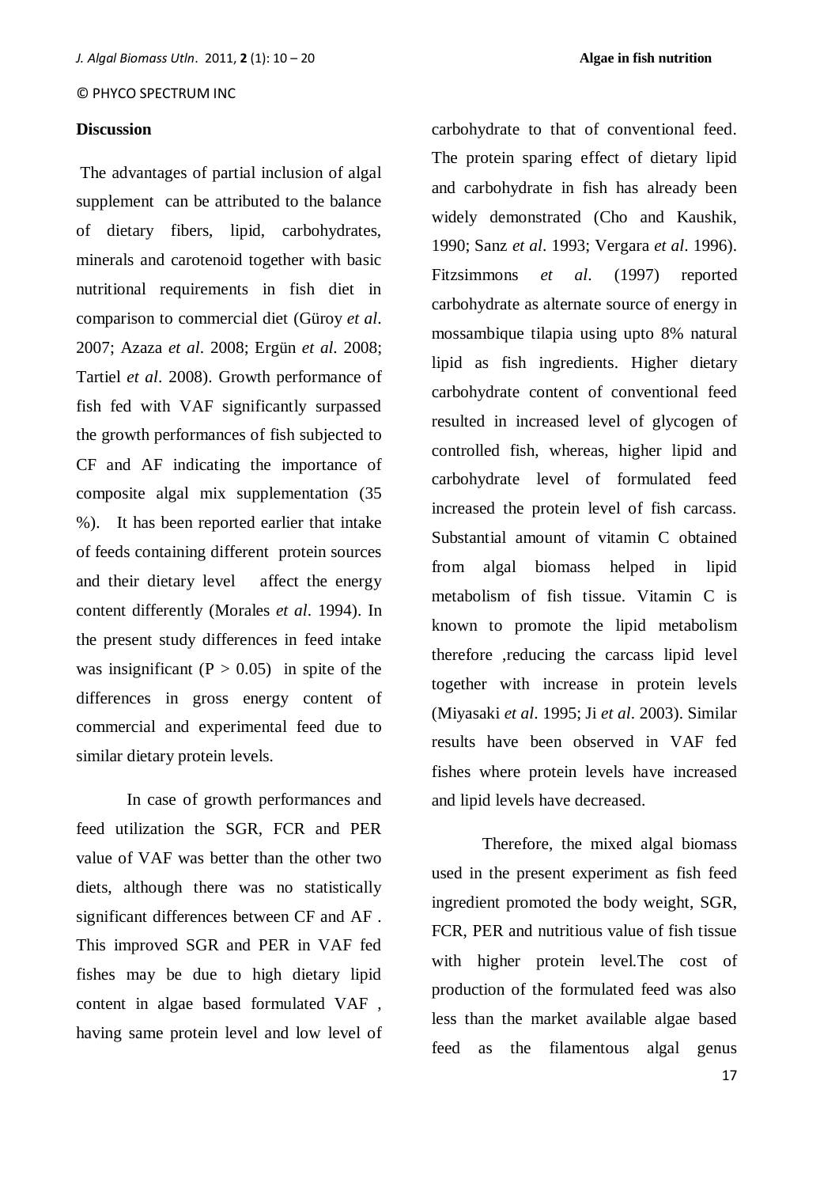## Discussion

The advantages of partial inclusion of algal supplement can be attributed to the balance of dietary fibers, lipid, carbohydrates, minerals and carotenoid together with basic nutritional requirements in fish diet in comparison to commercial diet (Güroy *et al*. 2007; Azaza *et al*. 2008; Ergün *et al*. 2008; Tartiel *et al*. 2008). Growth performance of fish fed with VAF significantly surpassed the growth performances of fish subjected to CF and AF indicating the importance of composite algal mix supplementation (35 %). It has been reported earlier that intake of feeds containing different protein sources and their dietary level affect the energy content differently (Morales *et al*. 1994). In the present study differences in feed intake was insignificant ($P > 0.05$) in spite of the differences in gross energy content of commercial and experimental feed due to similar dietary protein levels.

In case of growth performances and feed utilization the SGR, FCR and PER value of VAF was better than the other two diets, although there was no statistically significant differences between CF and AF . This improved SGR and PER in VAF fed fishes may be due to high dietary lipid content in algae based formulated VAF , having same protein level and low level of carbohydrate to that of conventional feed. The protein sparing effect of dietary lipid and carbohydrate in fish has already been widely demonstrated (Cho and Kaushik, 1990; Sanz *et al*. 1993; Vergara *et al*. 1996). Fitzsimmons *et al*. (1997) reported carbohydrate as alternate source of energy in mossambique tilapia using upto 8% natural lipid as fish ingredients. Higher dietary carbohydrate content of conventional feed resulted in increased level of glycogen of controlled fish, whereas, higher lipid and carbohydrate level of formulated feed increased the protein level of fish carcass. Substantial amount of vitamin C obtained from algal biomass helped in lipid metabolism of fish tissue. Vitamin C is known to promote the lipid metabolism therefore ,reducing the carcass lipid level together with increase in protein levels (Miyasaki *et al*. 1995; Ji *et al*. 2003). Similar results have been observed in VAF fed fishes where protein levels have increased and lipid levels have decreased.

Therefore, the mixed algal biomass used in the present experiment as fish feed ingredient promoted the body weight, SGR, FCR, PER and nutritious value of fish tissue with higher protein level.The cost of production of the formulated feed was also less than the market available algae based feed as the filamentous algal genus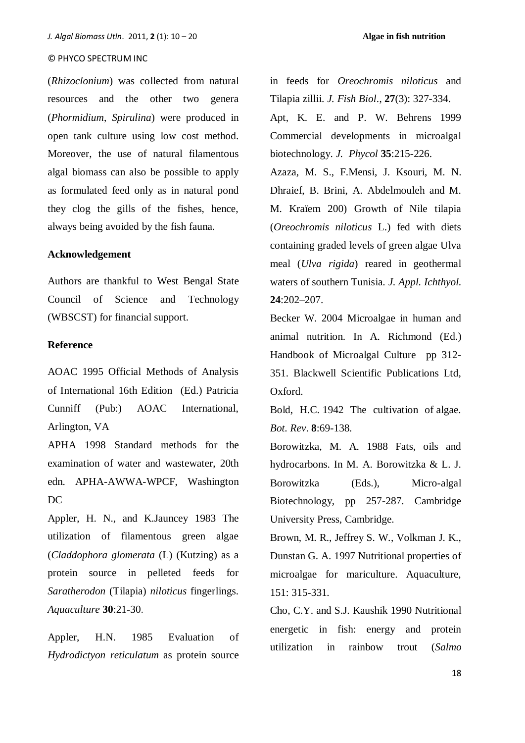(*Rhizoclonium*) was collected from natural resources and the other two genera (*Phormidium*, *Spirulina*) were produced in open tank culture using low cost method. Moreover, the use of natural filamentous algal biomass can also be possible to apply as formulated feed only as in natural pond they clog the gills of the fishes, hence, always being avoided by the fish fauna.

## Acknowledgement

Authors are thankful to West Bengal State Council of Science and Technology (WBSCST) for financial support.

## Reference

AOAC 1995 Official Methods of Analysis of International 16th Edition (Ed.) Patricia Cunniff (Pub:) AOAC International, Arlington, VA

APHA 1998 Standard methods for the examination of water and wastewater, 20th edn. APHA-AWWA-WPCF, Washington DC

Appler, H. N., and K.Jauncey 1983 The utilization of filamentous green algae (*Claddophora glomerata* (L) (Kutzing) as a protein source in pelleted feeds for *Saratherodon* (Tilapia) *niloticus* fingerlings. *Aquaculture* **30**:21-30.

Appler, H.N. 1985 Evaluation of *Hydrodictyon reticulatum* as protein source in feeds for *Oreochromis niloticus* and Tilapia zillii. *J. Fish Biol.*, **27**(3): 327-334.

Apt, K. E. and P. W. Behrens 1999 Commercial developments in microalgal biotechnology. *J. Phycol* **35**:215-226.

Azaza, M. S., F.Mensi, J. Ksouri, M. N. Dhraief, B. Brini, A. Abdelmouleh and M. M. Kraïem 200) Growth of Nile tilapia (*Oreochromis niloticus* L.) fed with diets containing graded levels of green algae Ulva meal (*Ulva rigida*) reared in geothermal waters of southern Tunisia. *J. Appl. Ichthyol.* **24**:202–207.

Becker W. 2004 Microalgae in human and animal nutrition. In A. Richmond (Ed.) Handbook of Microalgal Culture pp 312-351. Blackwell Scientific Publications Ltd, Oxford.

Bold, H.C. 1942 The cultivation of algae. *Bot. Rev*. **8**:69-138.

Borowitzka, M. A. 1988 Fats, oils and hydrocarbons. In M. A. Borowitzka & L. J. Borowitzka (Eds.), Micro-algal Biotechnology, pp 257-287. Cambridge University Press, Cambridge.

Brown, M. R., Jeffrey S. W., Volkman J. K., Dunstan G. A. 1997 Nutritional properties of microalgae for mariculture. Aquaculture, 151: 315-331.

Cho, C.Y. and S.J. Kaushik 1990 Nutritional energetic in fish: energy and protein utilization in rainbow trout (*Salmo*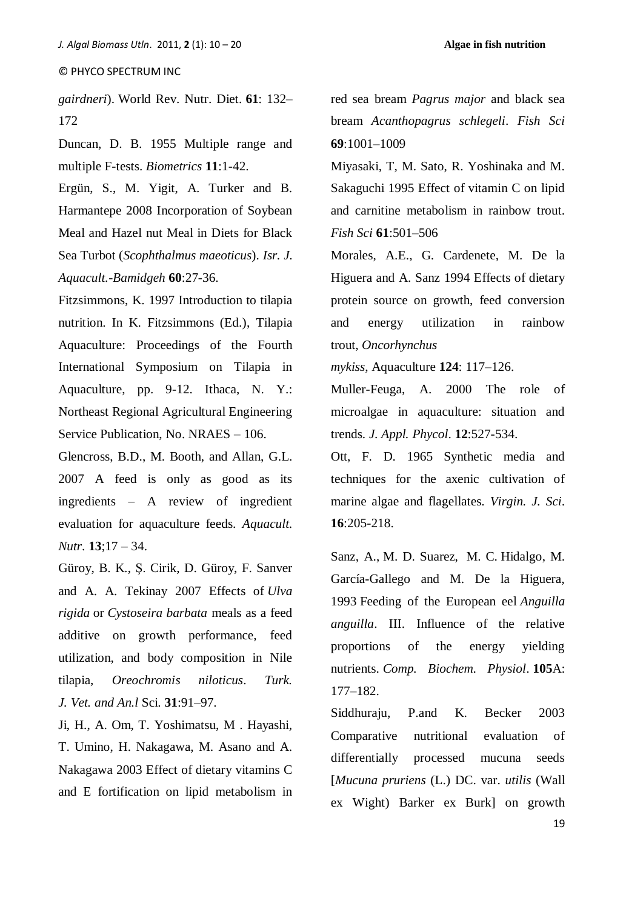*gairdneri*). World Rev. Nutr. Diet. **61**: 132–172

Duncan, D. B. 1955 Multiple range and multiple F-tests. *Biometrics* **11**:1-42.

Ergün, S., M. Yigit, A. Turker and B. Harmantepe 2008 Incorporation of Soybean Meal and Hazel nut Meal in Diets for Black Sea Turbot (*Scophthalmus maeoticus*). *Isr. J. Aquacult.-Bamidgeh* **60**:27-36.

Fitzsimmons, K. 1997 Introduction to tilapia nutrition. In K. Fitzsimmons (Ed.), Tilapia Aquaculture: Proceedings of the Fourth International Symposium on Tilapia in Aquaculture, pp. 9-12. Ithaca, N. Y.: Northeast Regional Agricultural Engineering Service Publication, No. NRAES – 106.

Glencross, B.D., M. Booth, and Allan, G.L. 2007 A feed is only as good as its ingredients – A review of ingredient evaluation for aquaculture feeds. *Aquacult. Nutr*. **13**;17 – 34.

Güroy, B. K., Ş. Cirik, D. Güroy, F. Sanver and A. A. Tekinay 2007 Effects of *Ulva rigida* or *Cystoseira barbata* meals as a feed additive on growth performance, feed utilization, and body composition in Nile tilapia, *Oreochromis niloticus*. *Turk. J. Vet. and An.l* Sci. **31**:91–97.

Ji, H., A. Om, T. Yoshimatsu, M . Hayashi, T. Umino, H. Nakagawa, M. Asano and A. Nakagawa 2003 Effect of dietary vitamins C and E fortification on lipid metabolism in red sea bream *Pagrus major* and black sea bream *Acanthopagrus schlegeli*. *Fish Sci* **69**:1001–1009

Miyasaki, T, M. Sato, R. Yoshinaka and M. Sakaguchi 1995 Effect of vitamin C on lipid and carnitine metabolism in rainbow trout. *Fish Sci* **61**:501–506

Morales, A.E., G. Cardenete, M. De la Higuera and A. Sanz 1994 Effects of dietary protein source on growth, feed conversion and energy utilization in rainbow trout, *Oncorhynchus mykiss*, Aquaculture **124**: 117–126.

Muller-Feuga, A. 2000 The role of microalgae in aquaculture: situation and trends. *J. Appl. Phycol*. **12**:527-534.

Ott, F. D. 1965 Synthetic media and techniques for the axenic cultivation of marine algae and flagellates. *Virgin. J. Sci*. **16**:205-218.

Sanz, A., M. D. Suarez, M. C. Hidalgo, M. García-Gallego and M. De la Higuera, 1993 Feeding of the European eel *Anguilla anguilla*. III. Influence of the relative proportions of the energy yielding nutrients. *Comp. Biochem. Physiol*. **105**A: 177–182.

Siddhuraju, P.and K. Becker 2003 Comparative nutritional evaluation of differentially processed mucuna seeds [*Mucuna pruriens* (L.) DC. var. *utilis* (Wall ex Wight) Barker ex Burk] on growth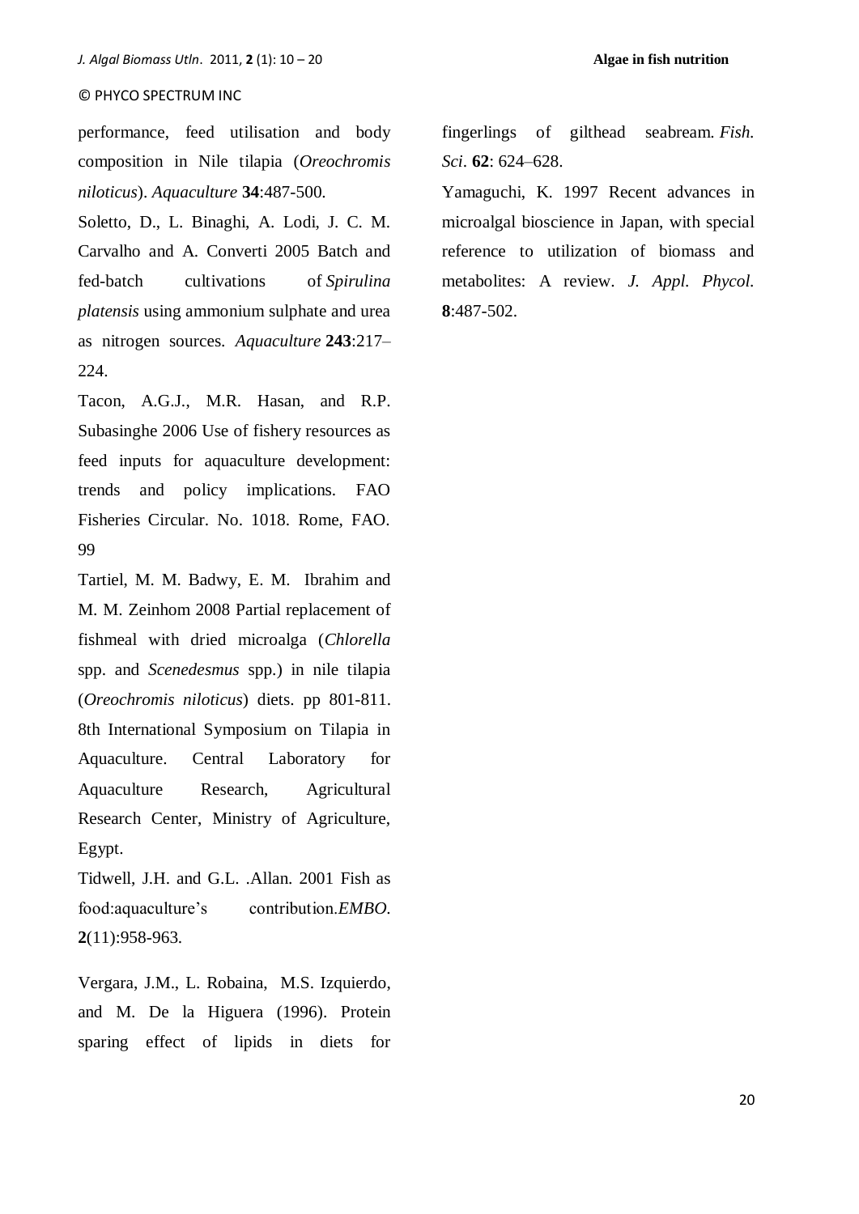performance, feed utilisation and body composition in Nile tilapia (*Oreochromis niloticus*). *Aquaculture* **34**:487-500.

Soletto, D., L. Binaghi, A. Lodi, J. C. M. Carvalho and A. Converti 2005 Batch and fed-batch cultivations of *Spirulina platensis* using ammonium sulphate and urea as nitrogen sources. *Aquaculture* **243**:217–224.

Tacon, A.G.J., M.R. Hasan, and R.P. Subasinghe 2006 Use of fishery resources as feed inputs for aquaculture development: trends and policy implications. FAO Fisheries Circular. No. 1018. Rome, FAO. 99

Tartiel, M. M. Badwy, E. M. Ibrahim and M. M. Zeinhom 2008 Partial replacement of fishmeal with dried microalga (*Chlorella* spp. and *Scenedesmus* spp.) in nile tilapia (*Oreochromis niloticus*) diets. pp 801-811. 8th International Symposium on Tilapia in Aquaculture. Central Laboratory for Aquaculture Research, Agricultural Research Center, Ministry of Agriculture, Egypt.

Tidwell, J.H. and G.L. .Allan. 2001 Fish as food:aquaculture's contribution.*EMBO*. **2**(11):958-963.

Vergara, J.M., L. Robaina, M.S. Izquierdo, and M. De la Higuera (1996). Protein sparing effect of lipids in diets for fingerlings of gilthead seabream. *Fish. Sci*. **62**: 624–628.

Yamaguchi, K. 1997 Recent advances in microalgal bioscience in Japan, with special reference to utilization of biomass and metabolites: A review. *J. Appl. Phycol.* **8**:487-502.